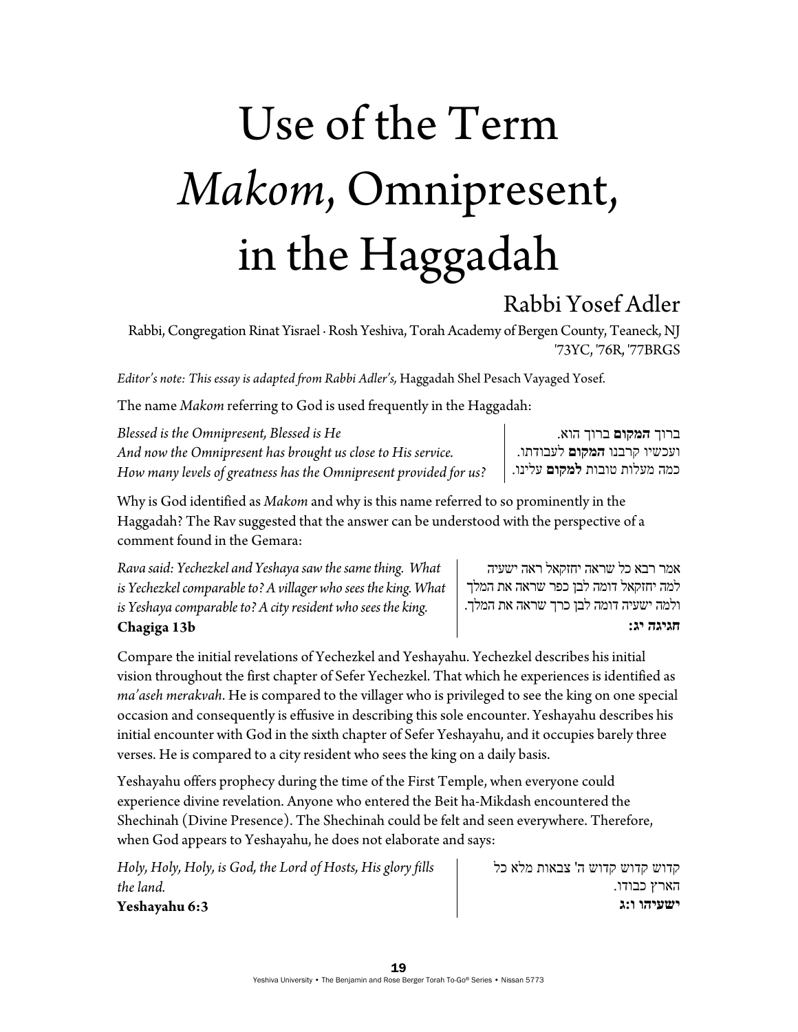# Use of the Term *Makom*, Omnipresent, in the Haggadah

## Rabbi Yosef Adler

Rabbi, Congregation Rinat Yisrael · Rosh Yeshiva, Torah Academy of Bergen County, Teaneck, NJ
'73YC, '76R, '77BRGS

*Editor's note: This essay is adapted from Rabbi Adler's,* Haggadah Shel Pesach Vayaged Yosef.

The name *Makom* referring to God is used frequently in the Haggadah:

*Blessed is the Omnipresent, Blessed is He*
*And now the Omnipresent has brought us close to His service.*
*How many levels of greatness has the Omnipresent provided for us?*

ברוך **המקום** ברוך הוא.
ועכשיו קרבנו **המקום** לעבודתו.
כמה מעלות טובות **למקום** עלינו.

Why is God identified as *Makom* and why is this name referred to so prominently in the Haggadah? The Rav suggested that the answer can be understood with the perspective of a comment found in the Gemara:

*Rava said: Yechezkel and Yeshaya saw the same thing. What is Yechezkel comparable to? A villager who sees the king. What is Yeshaya comparable to? A city resident who sees the king.*
**Chagiga 13b**

אמר רבא כל שראה יחזקאל ראה ישעיה למה יחזקאל דומה לבן כפר שראה את המלך ולמה ישעיה דומה לבן כרך שראה את המלך.
**חגיגה יג:**

Compare the initial revelations of Yechezkel and Yeshayahu. Yechezkel describes his initial vision throughout the first chapter of Sefer Yechezkel. That which he experiences is identified as *ma'aseh merakvah*. He is compared to the villager who is privileged to see the king on one special occasion and consequently is effusive in describing this sole encounter. Yeshayahu describes his initial encounter with God in the sixth chapter of Sefer Yeshayahu, and it occupies barely three verses. He is compared to a city resident who sees the king on a daily basis.

Yeshayahu offers prophecy during the time of the First Temple, when everyone could experience divine revelation. Anyone who entered the Beit ha-Mikdash encountered the Shechinah (Divine Presence). The Shechinah could be felt and seen everywhere. Therefore, when God appears to Yeshayahu, he does not elaborate and says:

*Holy, Holy, Holy, is God, the Lord of Hosts, His glory fills the land.*
**Yeshayahu 6:3**

קדוש קדוש קדוש ה' צבאות מלא כל הארץ כבודו.
**ישעיהו ו:ג**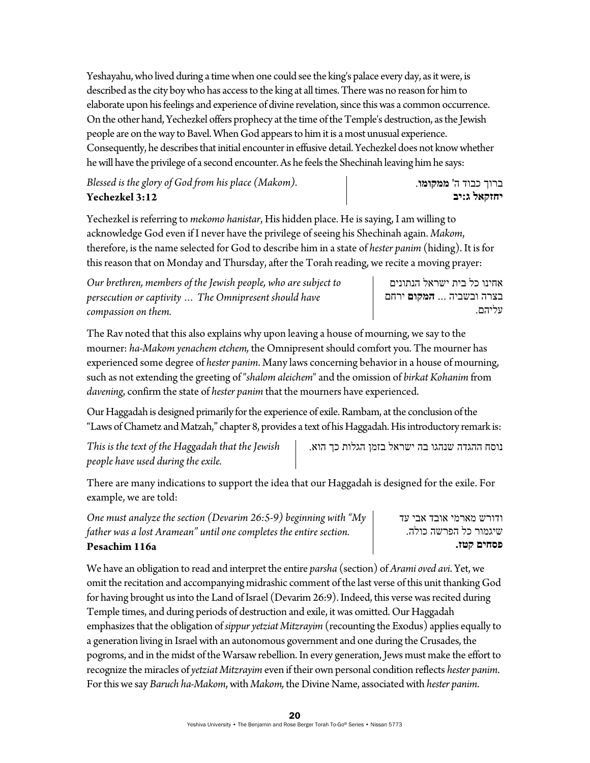Yeshayahu, who lived during a time when one could see the king's palace every day, as it were, is described as the city boy who has access to the king at all times. There was no reason for him to elaborate upon his feelings and experience of divine revelation, since this was a common occurrence. On the other hand, Yechezkel offers prophecy at the time of the Temple's destruction, as the Jewish people are on the way to Bavel. When God appears to him it is a most unusual experience. Consequently, he describes that initial encounter in effusive detail. Yechezkel does not know whether he will have the privilege of a second encounter. As he feels the Shechinah leaving him he says:

| | |
|---|---|
| *Blessed is the glory of God from his place (Makom).*<br>**Yechezkel 3:12** | ברוך כבוד ה' **ממקומו**.<br>**יחזקאל ג:יב** |

Yechezkel is referring to *mekomo hanistar*, His hidden place. He is saying, I am willing to acknowledge God even if I never have the privilege of seeing his Shechinah again. *Makom*, therefore, is the name selected for God to describe him in a state of *hester panim* (hiding). It is for this reason that on Monday and Thursday, after the Torah reading, we recite a moving prayer:

| | |
|---|---|
| *Our brethren, members of the Jewish people, who are subject to persecution or captivity … The Omnipresent should have compassion on them.* | אחינו כל בית ישראל הנתונים בצרה ובשביה ... **המקום** ירחם עליהם. |

The Rav noted that this also explains why upon leaving a house of mourning, we say to the mourner: *ha-Makom yenachem etchem,* the Omnipresent should comfort you. The mourner has experienced some degree of *hester panim*. Many laws concerning behavior in a house of mourning, such as not extending the greeting of "*shalom aleichem*" and the omission of *birkat Kohanim* from *davening*, confirm the state of *hester panim* that the mourners have experienced.

Our Haggadah is designed primarily for the experience of exile. Rambam, at the conclusion of the "Laws of Chametz and Matzah," chapter 8, provides a text of his Haggadah. His introductory remark is:

| | |
|---|---|
| *This is the text of the Haggadah that the Jewish people have used during the exile.* | נוסח ההגדה שנהגו בה ישראל בזמן הגלות כך הוא. |

There are many indications to support the idea that our Haggadah is designed for the exile. For example, we are told:

| | |
|---|---|
| *One must analyze the section (Devarim 26:5-9) beginning with "My father was a lost Aramean" until one completes the entire section.*<br>**Pesachim 116a** | ודורש מארמי אובד אבי עד שיגמור כל הפרשה כולה.<br>**פסחים קטז.** |

We have an obligation to read and interpret the entire *parsha* (section) of *Arami oved avi*. Yet, we omit the recitation and accompanying midrashic comment of the last verse of this unit thanking God for having brought us into the Land of Israel (Devarim 26:9). Indeed, this verse was recited during Temple times, and during periods of destruction and exile, it was omitted. Our Haggadah emphasizes that the obligation of *sippur yetziat Mitzrayim* (recounting the Exodus) applies equally to a generation living in Israel with an autonomous government and one during the Crusades, the pogroms, and in the midst of the Warsaw rebellion. In every generation, Jews must make the effort to recognize the miracles of *yetziat Mitzrayim* even if their own personal condition reflects *hester panim*. For this we say *Baruch ha-Makom*, with *Makom,* the Divine Name, associated with *hester panim*.